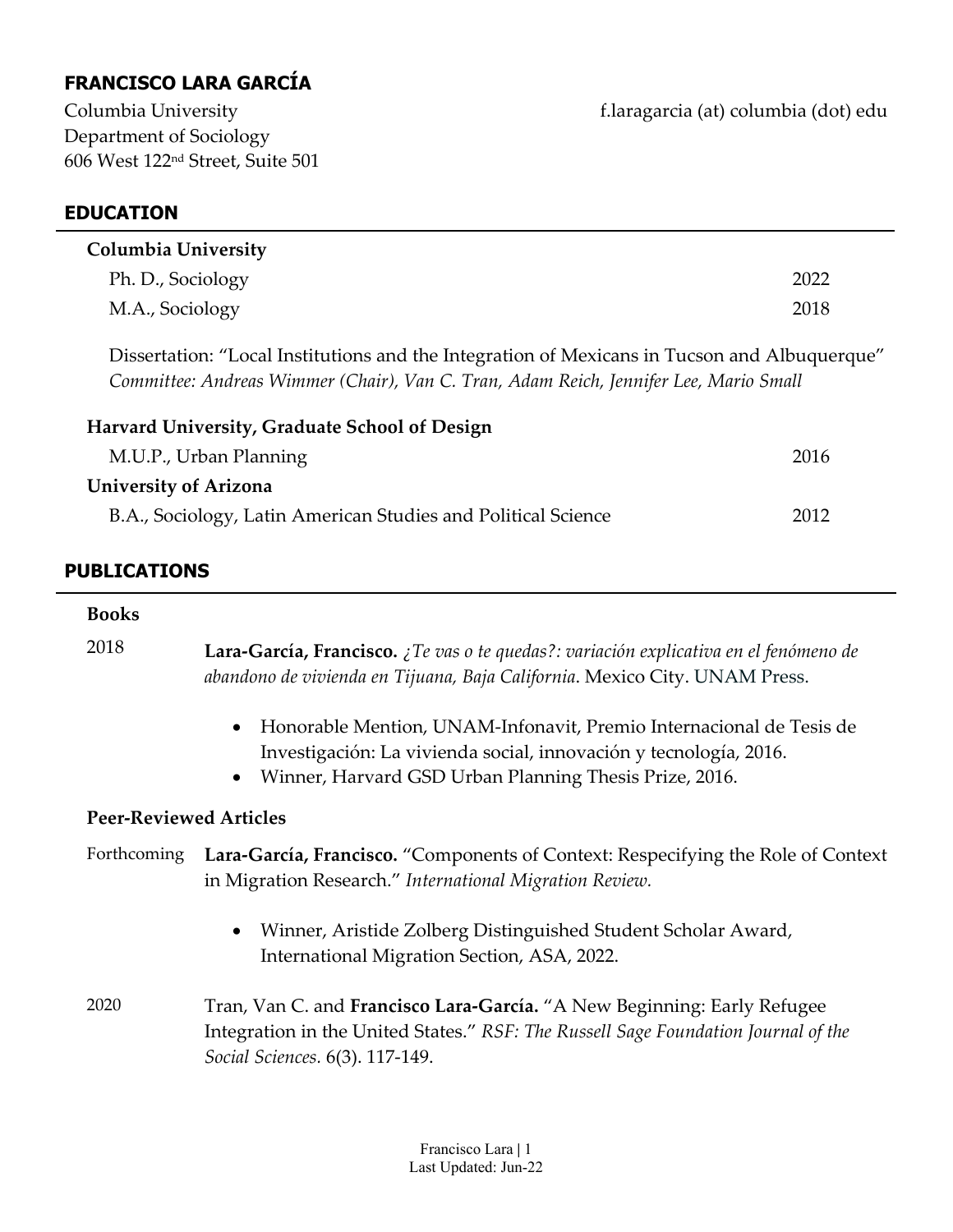# FRANCISCO LARA GARCÍA

Columbia University
Department of Sociology
606 West 122nd Street, Suite 501

f.laragarcia (at) columbia (dot) edu

## EDUCATION

**Columbia University**

Ph. D., Sociology 2022

M.A., Sociology 2018

Dissertation: "Local Institutions and the Integration of Mexicans in Tucson and Albuquerque"
*Committee: Andreas Wimmer (Chair), Van C. Tran, Adam Reich, Jennifer Lee, Mario Small*

**Harvard University, Graduate School of Design**

M.U.P., Urban Planning 2016

**University of Arizona**

B.A., Sociology, Latin American Studies and Political Science 2012

## PUBLICATIONS

### Books

2018 — **Lara-García, Francisco.** *¿Te vas o te quedas?: variación explicativa en el fenómeno de abandono de vivienda en Tijuana, Baja California*. Mexico City. UNAM Press.

- Honorable Mention, UNAM-Infonavit, Premio Internacional de Tesis de Investigación: La vivienda social, innovación y tecnología, 2016.
- Winner, Harvard GSD Urban Planning Thesis Prize, 2016.

### Peer-Reviewed Articles

Forthcoming — **Lara-García, Francisco.** "Components of Context: Respecifying the Role of Context in Migration Research." *International Migration Review.*

- Winner, Aristide Zolberg Distinguished Student Scholar Award, International Migration Section, ASA, 2022.

2020 — Tran, Van C. and **Francisco Lara-García.** "A New Beginning: Early Refugee Integration in the United States." *RSF: The Russell Sage Foundation Journal of the Social Sciences.* 6(3). 117-149.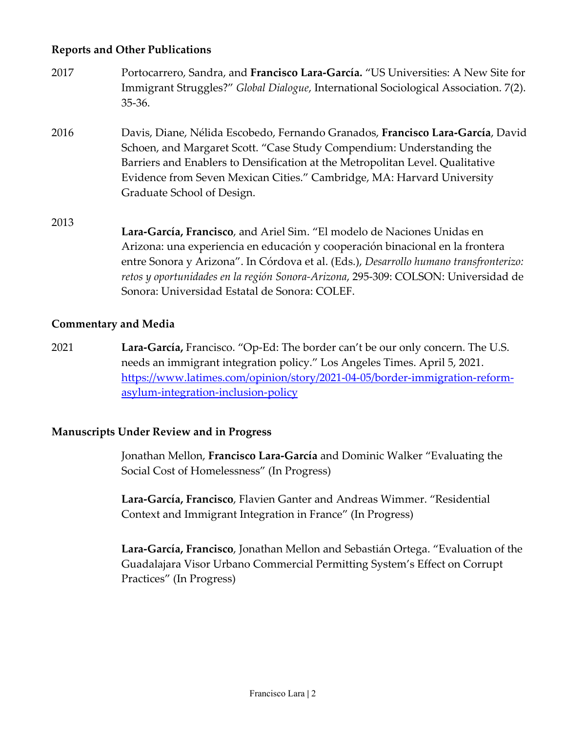### Reports and Other Publications

2017 Portocarrero, Sandra, and **Francisco Lara-García.** "US Universities: A New Site for Immigrant Struggles?" *Global Dialogue*, International Sociological Association. 7(2). 35-36.

2016 Davis, Diane, Nélida Escobedo, Fernando Granados, **Francisco Lara-García**, David Schoen, and Margaret Scott. "Case Study Compendium: Understanding the Barriers and Enablers to Densification at the Metropolitan Level. Qualitative Evidence from Seven Mexican Cities." Cambridge, MA: Harvard University Graduate School of Design.

2013 **Lara-García, Francisco**, and Ariel Sim. "El modelo de Naciones Unidas en Arizona: una experiencia en educación y cooperación binacional en la frontera entre Sonora y Arizona". In Córdova et al. (Eds.), *Desarrollo humano transfronterizo: retos y oportunidades en la región Sonora-Arizona*, 295-309: COLSON: Universidad de Sonora: Universidad Estatal de Sonora: COLEF.

### Commentary and Media

2021 **Lara-García,** Francisco. "Op-Ed: The border can't be our only concern. The U.S. needs an immigrant integration policy." Los Angeles Times. April 5, 2021. https://www.latimes.com/opinion/story/2021-04-05/border-immigration-reform-asylum-integration-inclusion-policy

### Manuscripts Under Review and in Progress

Jonathan Mellon, **Francisco Lara-García** and Dominic Walker "Evaluating the Social Cost of Homelessness" (In Progress)

**Lara-García, Francisco**, Flavien Ganter and Andreas Wimmer. "Residential Context and Immigrant Integration in France" (In Progress)

**Lara-García, Francisco**, Jonathan Mellon and Sebastián Ortega. "Evaluation of the Guadalajara Visor Urbano Commercial Permitting System's Effect on Corrupt Practices" (In Progress)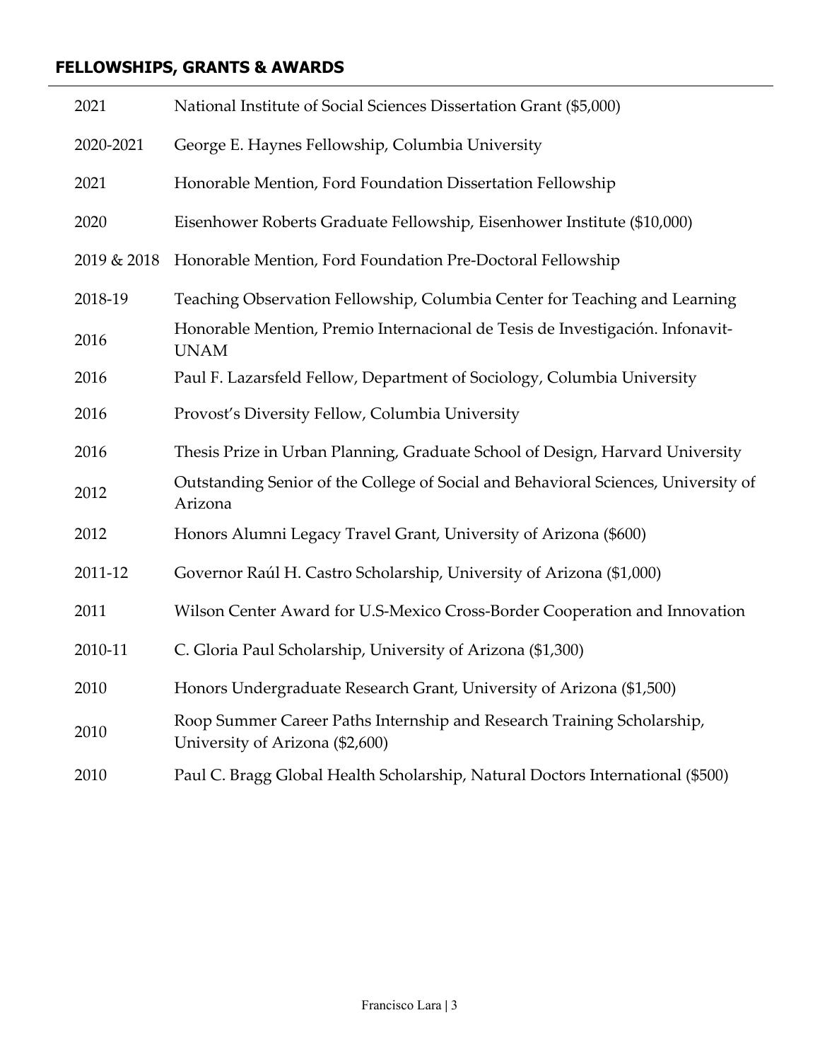## FELLOWSHIPS, GRANTS & AWARDS

| | |
|---|---|
| 2021 | National Institute of Social Sciences Dissertation Grant ($5,000) |
| 2020-2021 | George E. Haynes Fellowship, Columbia University |
| 2021 | Honorable Mention, Ford Foundation Dissertation Fellowship |
| 2020 | Eisenhower Roberts Graduate Fellowship, Eisenhower Institute ($10,000) |
| 2019 & 2018 | Honorable Mention, Ford Foundation Pre-Doctoral Fellowship |
| 2018-19 | Teaching Observation Fellowship, Columbia Center for Teaching and Learning |
| 2016 | Honorable Mention, Premio Internacional de Tesis de Investigación. Infonavit-UNAM |
| 2016 | Paul F. Lazarsfeld Fellow, Department of Sociology, Columbia University |
| 2016 | Provost's Diversity Fellow, Columbia University |
| 2016 | Thesis Prize in Urban Planning, Graduate School of Design, Harvard University |
| 2012 | Outstanding Senior of the College of Social and Behavioral Sciences, University of Arizona |
| 2012 | Honors Alumni Legacy Travel Grant, University of Arizona ($600) |
| 2011-12 | Governor Raúl H. Castro Scholarship, University of Arizona ($1,000) |
| 2011 | Wilson Center Award for U.S-Mexico Cross-Border Cooperation and Innovation |
| 2010-11 | C. Gloria Paul Scholarship, University of Arizona ($1,300) |
| 2010 | Honors Undergraduate Research Grant, University of Arizona ($1,500) |
| 2010 | Roop Summer Career Paths Internship and Research Training Scholarship, University of Arizona ($2,600) |
| 2010 | Paul C. Bragg Global Health Scholarship, Natural Doctors International ($500) |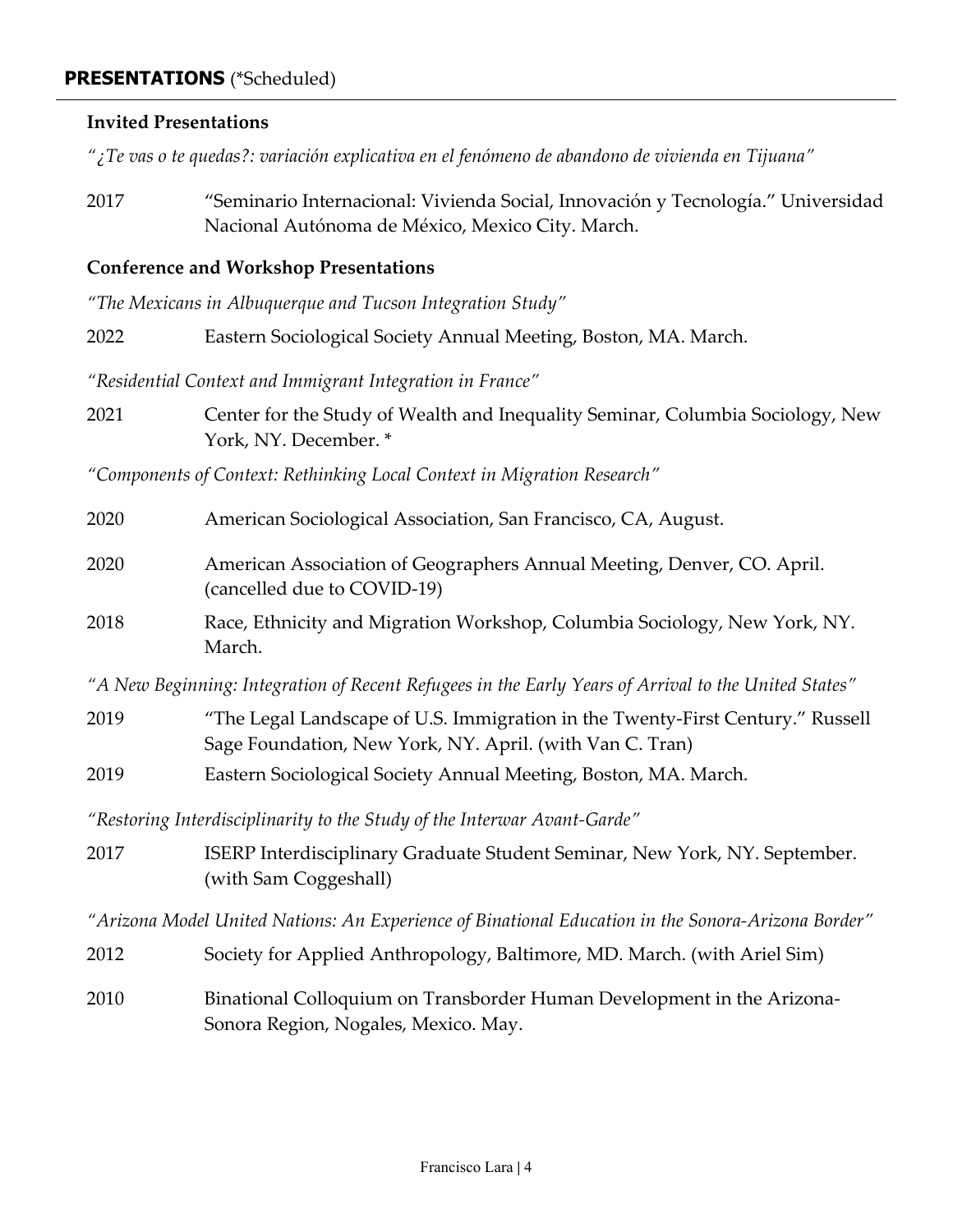## **PRESENTATIONS** (*Scheduled)

### Invited Presentations

*"¿Te vas o te quedas?: variación explicativa en el fenómeno de abandono de vivienda en Tijuana"*

2017 "Seminario Internacional: Vivienda Social, Innovación y Tecnología." Universidad Nacional Autónoma de México, Mexico City. March.

### Conference and Workshop Presentations

*"The Mexicans in Albuquerque and Tucson Integration Study"*

2022 Eastern Sociological Society Annual Meeting, Boston, MA. March.

*"Residential Context and Immigrant Integration in France"*

2021 Center for the Study of Wealth and Inequality Seminar, Columbia Sociology, New York, NY. December. *

*"Components of Context: Rethinking Local Context in Migration Research"*

2020 American Sociological Association, San Francisco, CA, August.

2020 American Association of Geographers Annual Meeting, Denver, CO. April. (cancelled due to COVID-19)

2018 Race, Ethnicity and Migration Workshop, Columbia Sociology, New York, NY. March.

*"A New Beginning: Integration of Recent Refugees in the Early Years of Arrival to the United States"*

2019 "The Legal Landscape of U.S. Immigration in the Twenty-First Century." Russell Sage Foundation, New York, NY. April. (with Van C. Tran)

2019 Eastern Sociological Society Annual Meeting, Boston, MA. March.

*"Restoring Interdisciplinarity to the Study of the Interwar Avant-Garde"*

2017 ISERP Interdisciplinary Graduate Student Seminar, New York, NY. September. (with Sam Coggeshall)

*"Arizona Model United Nations: An Experience of Binational Education in the Sonora-Arizona Border"*

2012 Society for Applied Anthropology, Baltimore, MD. March. (with Ariel Sim)

2010 Binational Colloquium on Transborder Human Development in the Arizona-Sonora Region, Nogales, Mexico. May.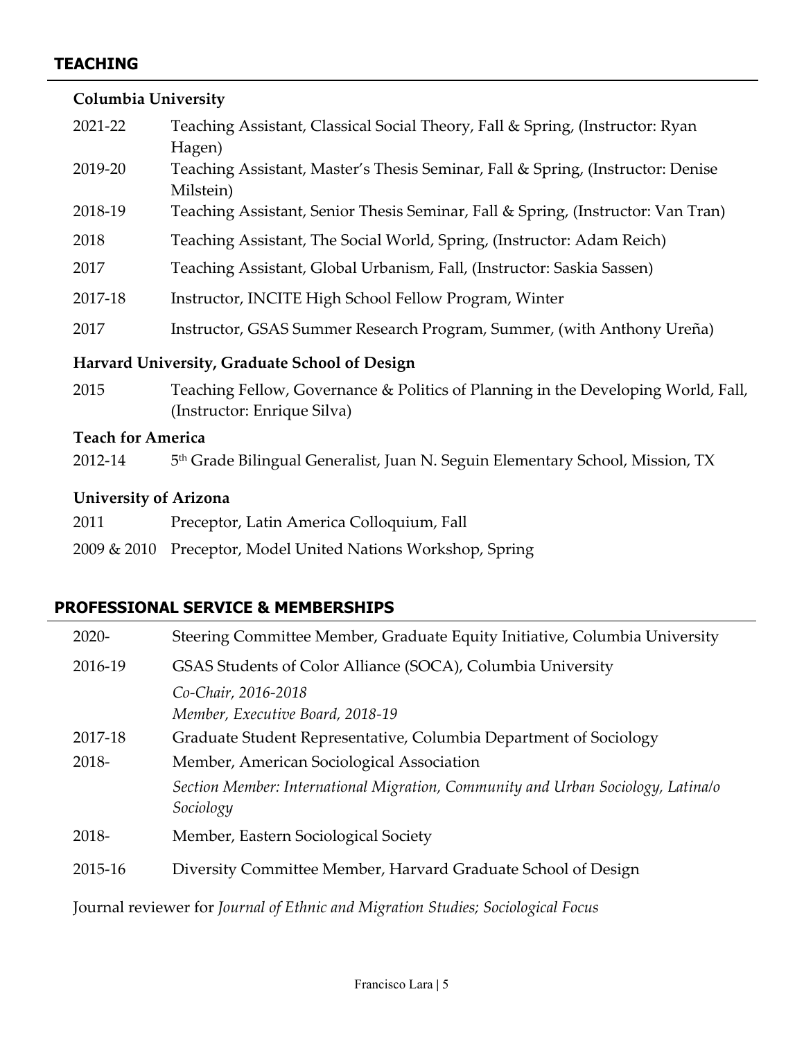## TEACHING

### Columbia University

| | |
|---|---|
| 2021-22 | Teaching Assistant, Classical Social Theory, Fall & Spring, (Instructor: Ryan Hagen) |
| 2019-20 | Teaching Assistant, Master's Thesis Seminar, Fall & Spring, (Instructor: Denise Milstein) |
| 2018-19 | Teaching Assistant, Senior Thesis Seminar, Fall & Spring, (Instructor: Van Tran) |
| 2018 | Teaching Assistant, The Social World, Spring, (Instructor: Adam Reich) |
| 2017 | Teaching Assistant, Global Urbanism, Fall, (Instructor: Saskia Sassen) |
| 2017-18 | Instructor, INCITE High School Fellow Program, Winter |
| 2017 | Instructor, GSAS Summer Research Program, Summer, (with Anthony Ureña) |

### Harvard University, Graduate School of Design

| | |
|---|---|
| 2015 | Teaching Fellow, Governance & Politics of Planning in the Developing World, Fall, (Instructor: Enrique Silva) |

### Teach for America

| | |
|---|---|
| 2012-14 | 5th Grade Bilingual Generalist, Juan N. Seguin Elementary School, Mission, TX |

### University of Arizona

| | |
|---|---|
| 2011 | Preceptor, Latin America Colloquium, Fall |
| 2009 & 2010 | Preceptor, Model United Nations Workshop, Spring |

## PROFESSIONAL SERVICE & MEMBERSHIPS

| | |
|---|---|
| 2020- | Steering Committee Member, Graduate Equity Initiative, Columbia University |
| 2016-19 | GSAS Students of Color Alliance (SOCA), Columbia University<br>*Co-Chair, 2016-2018*<br>*Member, Executive Board, 2018-19* |
| 2017-18 | Graduate Student Representative, Columbia Department of Sociology |
| 2018- | Member, American Sociological Association<br>*Section Member: International Migration, Community and Urban Sociology, Latina/o Sociology* |
| 2018- | Member, Eastern Sociological Society |
| 2015-16 | Diversity Committee Member, Harvard Graduate School of Design |

Journal reviewer for *Journal of Ethnic and Migration Studies; Sociological Focus*